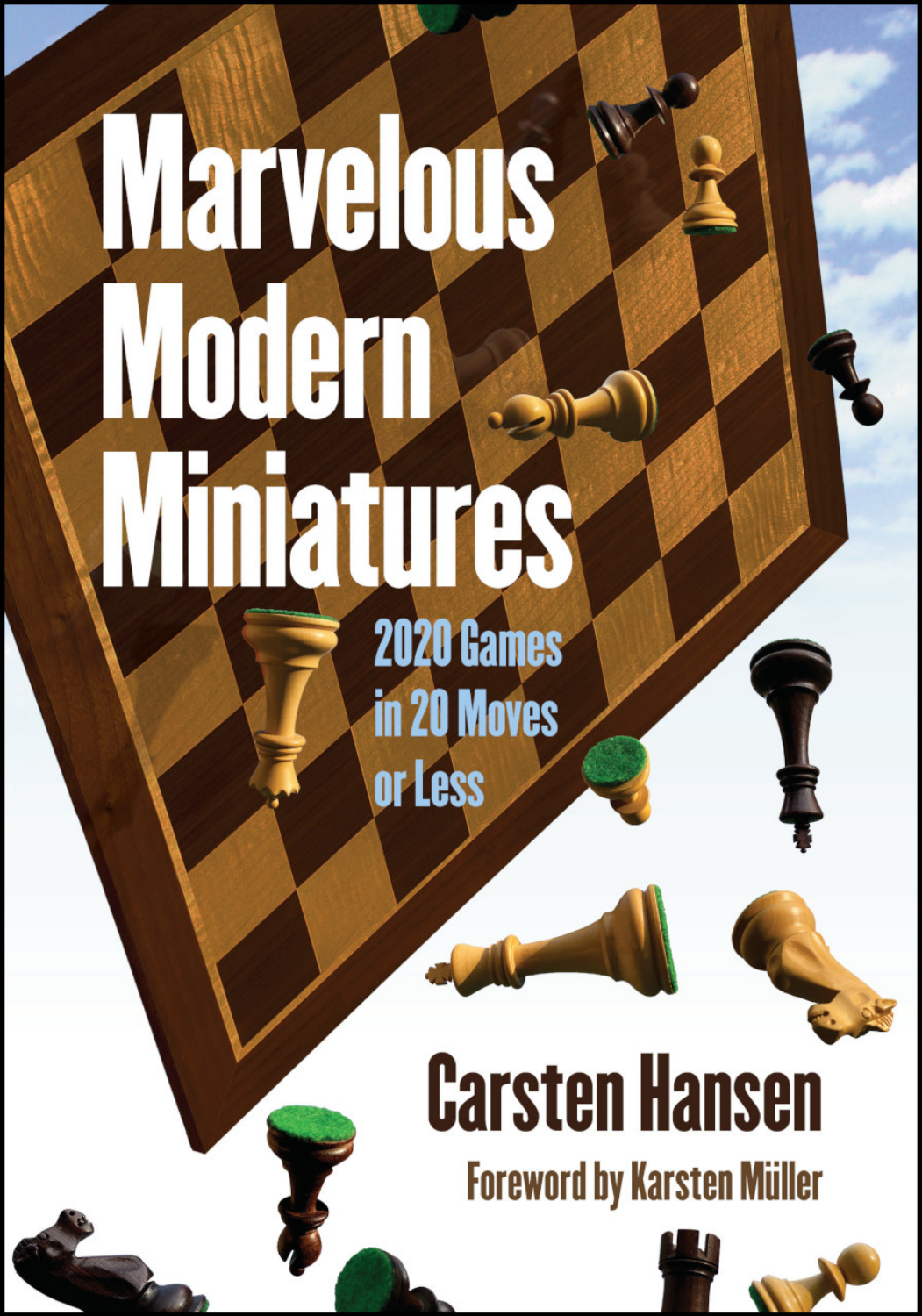# Marvelous Modern Miniatures

## 2020 Games in 20 Moves or Less

**Carsten Hansen**

**Foreword by Karsten Müller**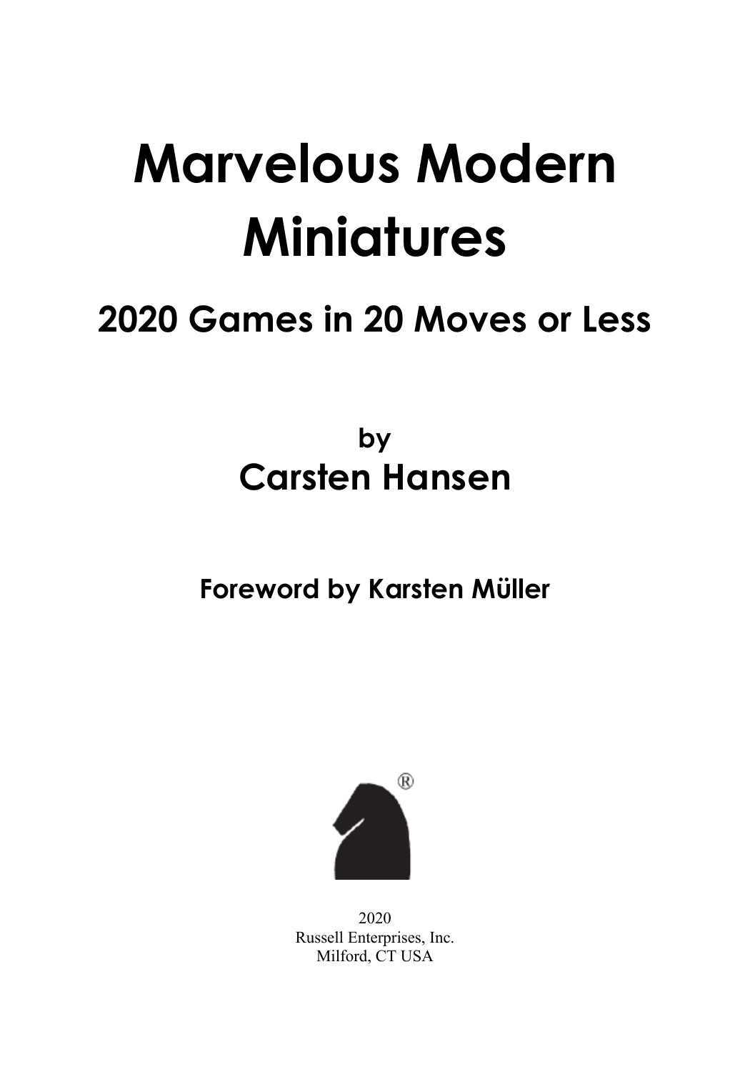# Marvelous Modern Miniatures

## 2020 Games in 20 Moves or Less

by

**Carsten Hansen**

**Foreword by Karsten Müller**

2020
Russell Enterprises, Inc.
Milford, CT USA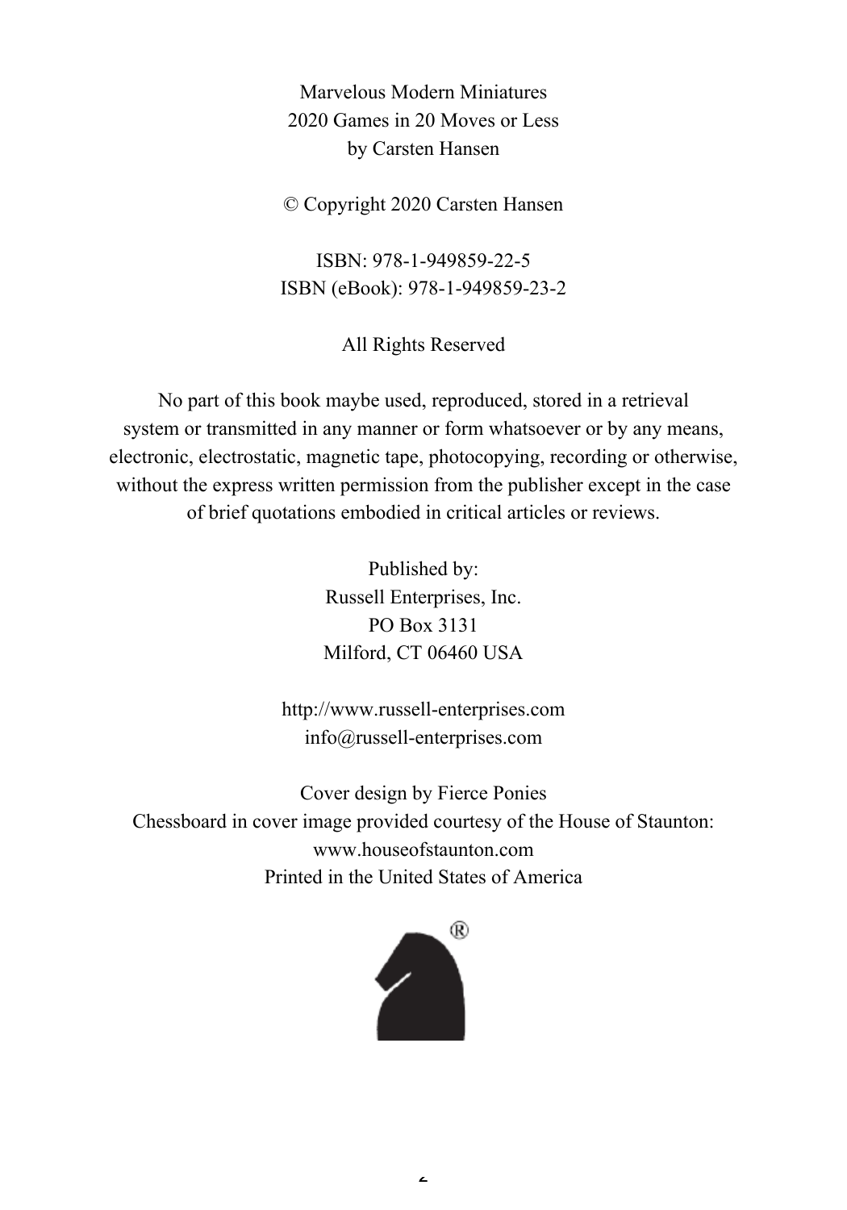Marvelous Modern Miniatures
2020 Games in 20 Moves or Less
by Carsten Hansen

© Copyright 2020 Carsten Hansen

ISBN: 978-1-949859-22-5
ISBN (eBook): 978-1-949859-23-2

All Rights Reserved

No part of this book maybe used, reproduced, stored in a retrieval system or transmitted in any manner or form whatsoever or by any means, electronic, electrostatic, magnetic tape, photocopying, recording or otherwise, without the express written permission from the publisher except in the case of brief quotations embodied in critical articles or reviews.

Published by:
Russell Enterprises, Inc.
PO Box 3131
Milford, CT 06460 USA

http://www.russell-enterprises.com
info@russell-enterprises.com

Cover design by Fierce Ponies
Chessboard in cover image provided courtesy of the House of Staunton:
www.houseofstaunton.com
Printed in the United States of America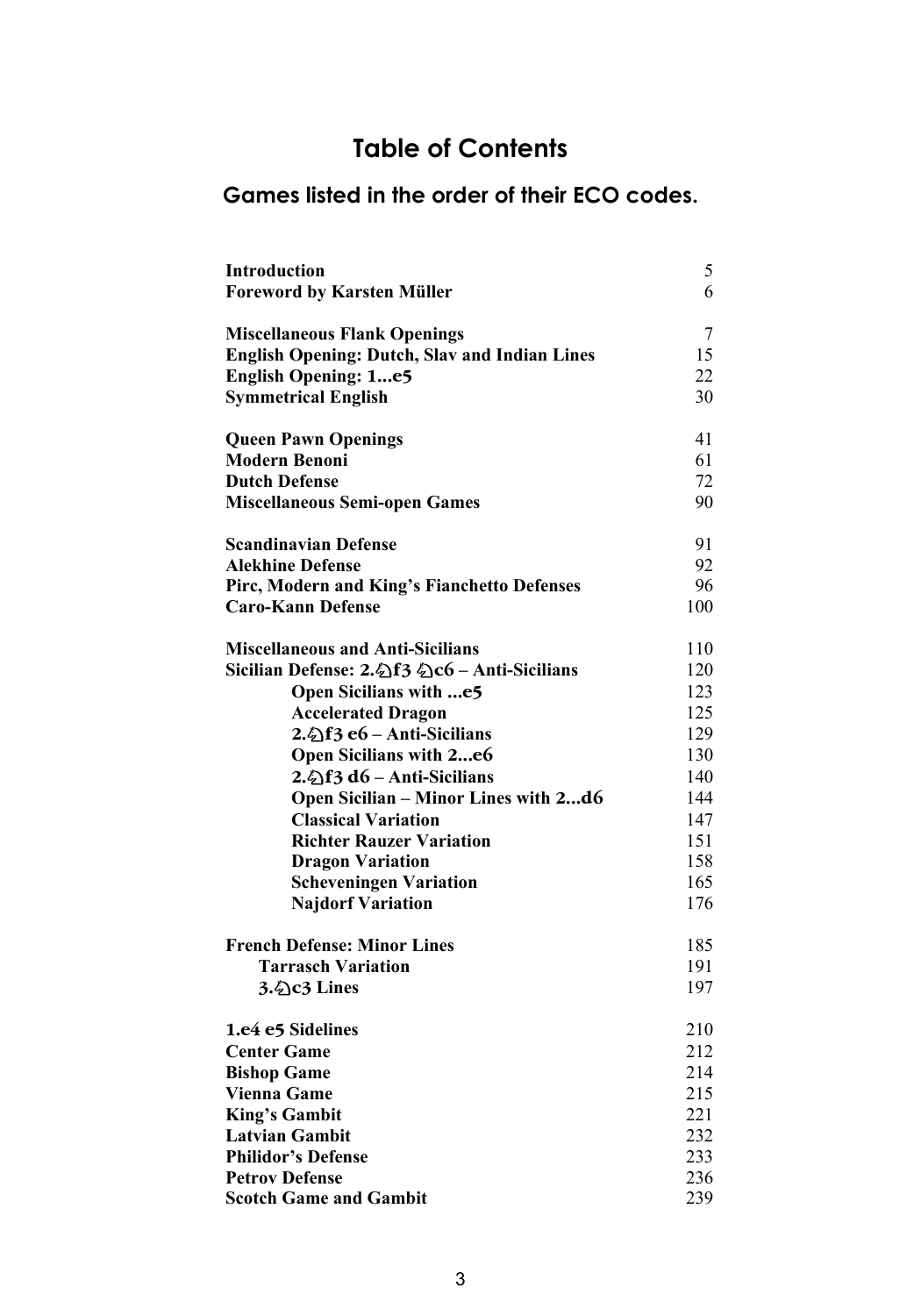# Table of Contents

## Games listed in the order of their ECO codes.

| | |
|---|---|
| **Introduction** | 5 |
| **Foreword by Karsten Müller** | 6 |
| | |
| **Miscellaneous Flank Openings** | 7 |
| **English Opening: Dutch, Slav and Indian Lines** | 15 |
| **English Opening: 1...e5** | 22 |
| **Symmetrical English** | 30 |
| | |
| **Queen Pawn Openings** | 41 |
| **Modern Benoni** | 61 |
| **Dutch Defense** | 72 |
| **Miscellaneous Semi-open Games** | 90 |
| | |
| **Scandinavian Defense** | 91 |
| **Alekhine Defense** | 92 |
| **Pirc, Modern and King's Fianchetto Defenses** | 96 |
| **Caro-Kann Defense** | 100 |
| | |
| **Miscellaneous and Anti-Sicilians** | 110 |
| **Sicilian Defense: 2.♘f3 ♘c6 – Anti-Sicilians** | 120 |
| **Open Sicilians with ...e5** | 123 |
| **Accelerated Dragon** | 125 |
| **2.♘f3 e6 – Anti-Sicilians** | 129 |
| **Open Sicilians with 2...e6** | 130 |
| **2.♘f3 d6 – Anti-Sicilians** | 140 |
| **Open Sicilian – Minor Lines with 2...d6** | 144 |
| **Classical Variation** | 147 |
| **Richter Rauzer Variation** | 151 |
| **Dragon Variation** | 158 |
| **Scheveningen Variation** | 165 |
| **Najdorf Variation** | 176 |
| | |
| **French Defense: Minor Lines** | 185 |
| **Tarrasch Variation** | 191 |
| **3.♘c3 Lines** | 197 |
| | |
| **1.e4 e5 Sidelines** | 210 |
| **Center Game** | 212 |
| **Bishop Game** | 214 |
| **Vienna Game** | 215 |
| **King's Gambit** | 221 |
| **Latvian Gambit** | 232 |
| **Philidor's Defense** | 233 |
| **Petrov Defense** | 236 |
| **Scotch Game and Gambit** | 239 |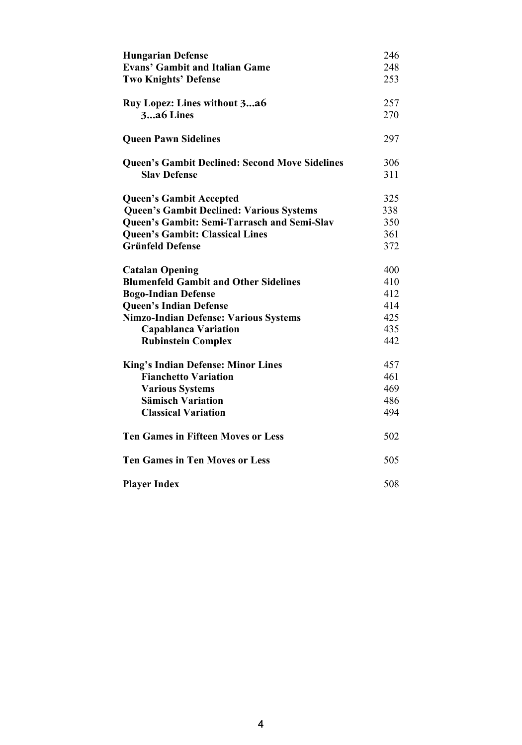| | |
|---|---|
| **Hungarian Defense** | 246 |
| **Evans' Gambit and Italian Game** | 248 |
| **Two Knights' Defense** | 253 |
| | |
| **Ruy Lopez: Lines without 3...a6** | 257 |
| **3...a6 Lines** | 270 |
| | |
| **Queen Pawn Sidelines** | 297 |
| | |
| **Queen's Gambit Declined: Second Move Sidelines** | 306 |
| **Slav Defense** | 311 |
| | |
| **Queen's Gambit Accepted** | 325 |
| **Queen's Gambit Declined: Various Systems** | 338 |
| **Queen's Gambit: Semi-Tarrasch and Semi-Slav** | 350 |
| **Queen's Gambit: Classical Lines** | 361 |
| **Grünfeld Defense** | 372 |
| | |
| **Catalan Opening** | 400 |
| **Blumenfeld Gambit and Other Sidelines** | 410 |
| **Bogo-Indian Defense** | 412 |
| **Queen's Indian Defense** | 414 |
| **Nimzo-Indian Defense: Various Systems** | 425 |
| **Capablanca Variation** | 435 |
| **Rubinstein Complex** | 442 |
| | |
| **King's Indian Defense: Minor Lines** | 457 |
| **Fianchetto Variation** | 461 |
| **Various Systems** | 469 |
| **Sämisch Variation** | 486 |
| **Classical Variation** | 494 |
| | |
| **Ten Games in Fifteen Moves or Less** | 502 |
| | |
| **Ten Games in Ten Moves or Less** | 505 |
| | |
| **Player Index** | 508 |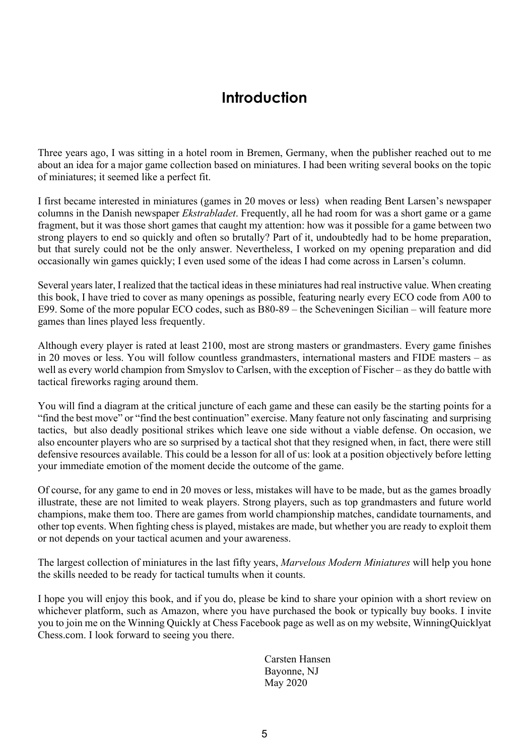# Introduction

Three years ago, I was sitting in a hotel room in Bremen, Germany, when the publisher reached out to me about an idea for a major game collection based on miniatures. I had been writing several books on the topic of miniatures; it seemed like a perfect fit.

I first became interested in miniatures (games in 20 moves or less) when reading Bent Larsen's newspaper columns in the Danish newspaper *Ekstrabladet*. Frequently, all he had room for was a short game or a game fragment, but it was those short games that caught my attention: how was it possible for a game between two strong players to end so quickly and often so brutally? Part of it, undoubtedly had to be home preparation, but that surely could not be the only answer. Nevertheless, I worked on my opening preparation and did occasionally win games quickly; I even used some of the ideas I had come across in Larsen's column.

Several years later, I realized that the tactical ideas in these miniatures had real instructive value. When creating this book, I have tried to cover as many openings as possible, featuring nearly every ECO code from A00 to E99. Some of the more popular ECO codes, such as B80-89 – the Scheveningen Sicilian – will feature more games than lines played less frequently.

Although every player is rated at least 2100, most are strong masters or grandmasters. Every game finishes in 20 moves or less. You will follow countless grandmasters, international masters and FIDE masters – as well as every world champion from Smyslov to Carlsen, with the exception of Fischer – as they do battle with tactical fireworks raging around them.

You will find a diagram at the critical juncture of each game and these can easily be the starting points for a "find the best move" or "find the best continuation" exercise. Many feature not only fascinating and surprising tactics, but also deadly positional strikes which leave one side without a viable defense. On occasion, we also encounter players who are so surprised by a tactical shot that they resigned when, in fact, there were still defensive resources available. This could be a lesson for all of us: look at a position objectively before letting your immediate emotion of the moment decide the outcome of the game.

Of course, for any game to end in 20 moves or less, mistakes will have to be made, but as the games broadly illustrate, these are not limited to weak players. Strong players, such as top grandmasters and future world champions, make them too. There are games from world championship matches, candidate tournaments, and other top events. When fighting chess is played, mistakes are made, but whether you are ready to exploit them or not depends on your tactical acumen and your awareness.

The largest collection of miniatures in the last fifty years, *Marvelous Modern Miniatures* will help you hone the skills needed to be ready for tactical tumults when it counts.

I hope you will enjoy this book, and if you do, please be kind to share your opinion with a short review on whichever platform, such as Amazon, where you have purchased the book or typically buy books. I invite you to join me on the Winning Quickly at Chess Facebook page as well as on my website, WinningQuicklyatChess.com. I look forward to seeing you there.

Carsten Hansen
Bayonne, NJ
May 2020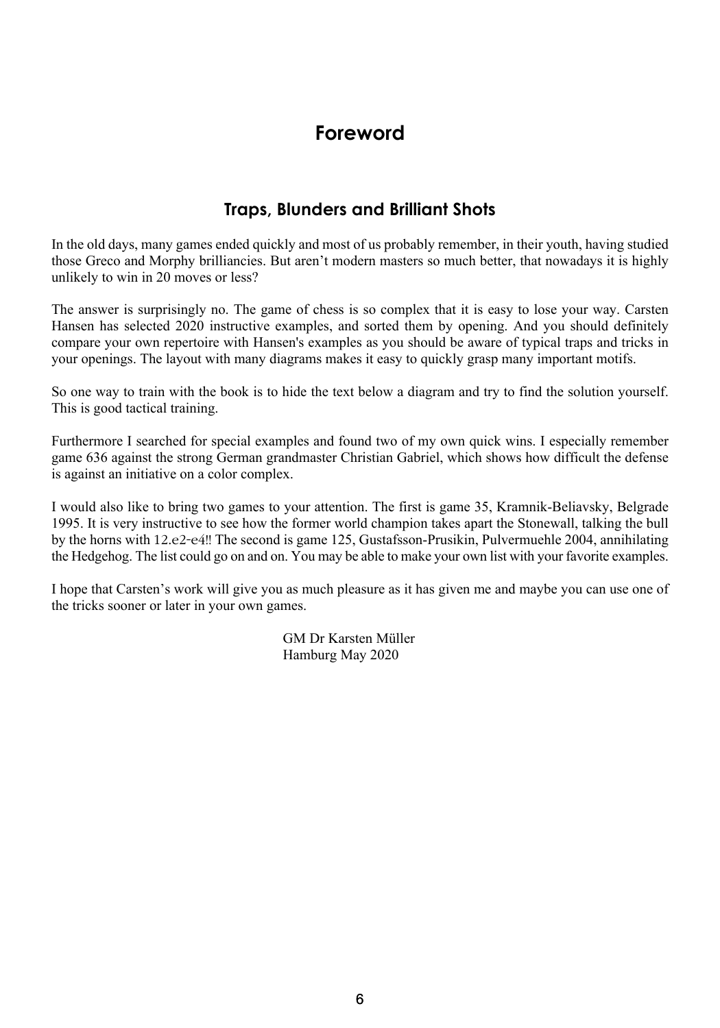# Foreword

## Traps, Blunders and Brilliant Shots

In the old days, many games ended quickly and most of us probably remember, in their youth, having studied those Greco and Morphy brilliancies. But aren't modern masters so much better, that nowadays it is highly unlikely to win in 20 moves or less?

The answer is surprisingly no. The game of chess is so complex that it is easy to lose your way. Carsten Hansen has selected 2020 instructive examples, and sorted them by opening. And you should definitely compare your own repertoire with Hansen's examples as you should be aware of typical traps and tricks in your openings. The layout with many diagrams makes it easy to quickly grasp many important motifs.

So one way to train with the book is to hide the text below a diagram and try to find the solution yourself. This is good tactical training.

Furthermore I searched for special examples and found two of my own quick wins. I especially remember game 636 against the strong German grandmaster Christian Gabriel, which shows how difficult the defense is against an initiative on a color complex.

I would also like to bring two games to your attention. The first is game 35, Kramnik-Beliavsky, Belgrade 1995. It is very instructive to see how the former world champion takes apart the Stonewall, talking the bull by the horns with 12.e2-e4!! The second is game 125, Gustafsson-Prusikin, Pulvermuehle 2004, annihilating the Hedgehog. The list could go on and on. You may be able to make your own list with your favorite examples.

I hope that Carsten's work will give you as much pleasure as it has given me and maybe you can use one of the tricks sooner or later in your own games.

GM Dr Karsten Müller
Hamburg May 2020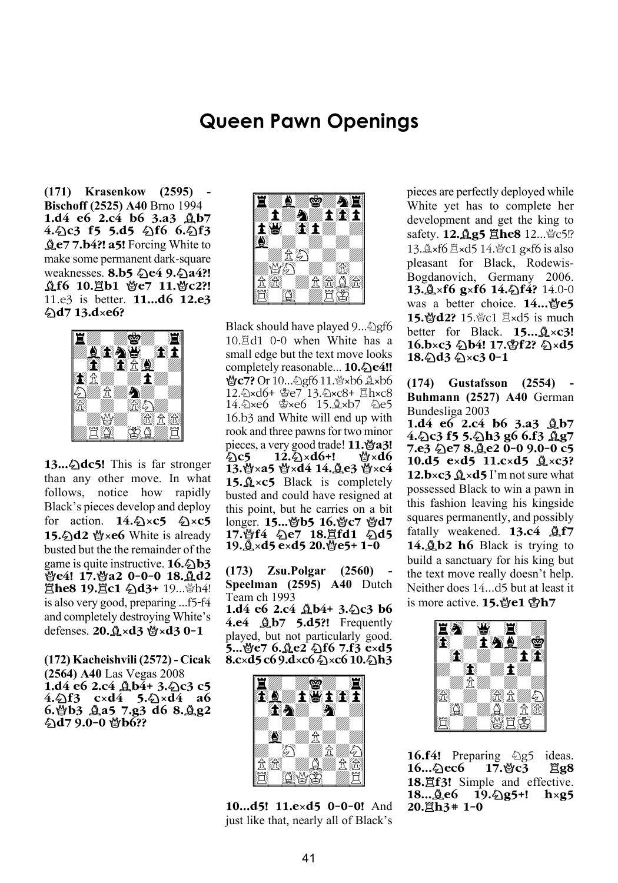# Queen Pawn Openings

**(171) Krasenkow (2595) - Bischoff (2525) A40** Brno 1994
**1.d4 e6 2.c4 b6 3.a3 ♗b7 4.♘c3 f5 5.d5 ♘f6 6.♘f3 ♗e7 7.b4?! a5!** Forcing White to make some permanent dark-square weaknesses. **8.b5 ♘e4 9.♘a4?! ♗f6 10.♖b1 ♕e7 11.♕c2?!** 11.e3 is better. **11...d6 12.e3 ♘d7 13.d×e6?**

**13...♘dc5!** This is far stronger than any other move. In what follows, notice how rapidly Black's pieces develop and deploy for action. **14.♘×c5 ♘×c5 15.♘d2 ♕×e6** White is already busted but the the remainder of the game is quite instructive. **16.♘b3 ♕e4! 17.♕a2 0-0-0 18.♗d2 ♖he8 19.♖c1 ♘d3+** 19...♕h4! is also very good, preparing ...f5-f4 and completely destroying White's defenses. **20.♗×d3 ♕×d3 0-1**

**(172) Kacheishvili (2572) - Cicak (2564) A40** Las Vegas 2008
**1.d4 e6 2.c4 ♗b4+ 3.♘c3 c5 4.♘f3 c×d4 5.♘×d4 a6 6.♕b3 ♗a5 7.g3 d6 8.♗g2 ♘d7 9.0-0 ♕b6??**

Black should have played 9...♘gf6 10.♖d1 0-0 when White has a small edge but the text move looks completely reasonable... **10.♘e4!! ♕c7?** Or 10...♘gf6 11.♕×b6 ♗×b6 12.♘×d6+ ♔e7 13.♘×c8+ ♖h×c8 14.♘×e6 ♔×e6 15.♗×b7 ♘e5 16.b3 and White will end up with rook and three pawns for two minor pieces, a very good trade! **11.♕a3! ♘c5 12.♘×d6+! ♕×d6 13.♕×a5 ♕×d4 14.♗e3 ♕×c4 15.♗×c5** Black is completely busted and could have resigned at this point, but he carries on a bit longer. **15...♕b5 16.♕c7 ♕d7 17.♕f4 ♘e7 18.♖fd1 ♘d5 19.♗×d5 e×d5 20.♕e5+ 1-0**

**(173) Zsu.Polgar (2560) - Speelman (2595) A40** Dutch Team ch 1993
**1.d4 e6 2.c4 ♗b4+ 3.♘c3 b6 4.e4 ♗b7 5.d5?!** Frequently played, but not particularly good. **5...♕e7 6.♗e2 ♘f6 7.f3 e×d5 8.c×d5 c6 9.d×c6 ♘×c6 10.♘h3**

**10...d5! 11.e×d5 0-0-0!** And just like that, nearly all of Black's pieces are perfectly deployed while White yet has to complete her development and get the king to safety. **12.♗g5 ♖he8** 12...♕c5!? 13.♗×f6 ♖×d5 14.♕c1 g×f6 is also pleasant for Black, Rodewis-Bogdanovich, Germany 2006. **13.♗×f6 g×f6 14.♘f4?** 14.0-0 was a better choice. **14...♕e5 15.♕d2?** 15.♕c1 ♖×d5 is much better for Black. **15...♗×c3! 16.b×c3 ♘b4! 17.♔f2? ♘×d5 18.♘d3 ♘×c3 0-1**

**(174) Gustafsson (2554) - Buhmann (2527) A40** German Bundesliga 2003
**1.d4 e6 2.c4 b6 3.a3 ♗b7 4.♘c3 f5 5.♘h3 g6 6.f3 ♗g7 7.e3 ♘e7 8.♗e2 0-0 9.0-0 c5 10.d5 e×d5 11.c×d5 ♗×c3? 12.b×c3 ♗×d5** I'm not sure what possessed Black to win a pawn in this fashion leaving his kingside squares permanently, and possibly fatally weakened. **13.c4 ♗f7 14.♗b2 h6** Black is trying to build a sanctuary for his king but the text move really doesn't help. Neither does 14...d5 but at least it is more active. **15.♕e1 ♔h7**

**16.f4!** Preparing ♘g5 ideas. **16...♘ec6 17.♕c3 ♖g8 18.♖f3!** Simple and effective. **18...♗e6 19.♘g5+! h×g5 20.♖h3# 1-0**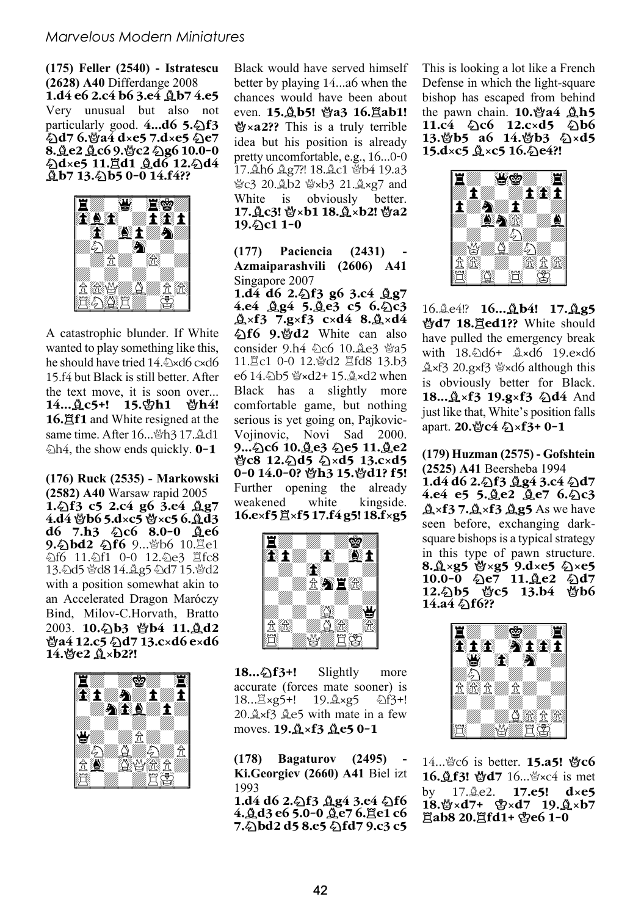**(175) Feller (2540) - Istratescu (2628) A40** Differdange 2008

**1.d4 e6 2.c4 b6 3.e4 ♗b7 4.e5** Very unusual but also not particularly good. **4...d6 5.♘f3 ♘d7 6.♕a4 d×e5 7.d×e5 ♘e7 8.♗e2 ♗c6 9.♕c2 ♘g6 10.0-0 ♘d×e5 11.♖d1 ♗d6 12.♘d4 ♗b7 13.♘b5 0-0 14.f4??**

A catastrophic blunder. If White wanted to play something like this, he should have tried 14.♘×d6 c×d6 15.f4 but Black is still better. After the text move, it is soon over... **14...♗c5+! 15.♔h1 ♕h4! 16.♖f1** and White resigned at the same time. After 16...♕h3 17.♗d1 ♘h4, the show ends quickly. **0-1**

**(176) Ruck (2535) - Markowski (2582) A40** Warsaw rapid 2005

**1.♘f3 c5 2.c4 g6 3.e4 ♗g7 4.d4 ♕b6 5.d×c5 ♕×c5 6.♗d3 d6 7.h3 ♘c6 8.0-0 ♗e6 9.♘bd2 ♘f6** 9...♕b6 10.♖e1 ♘f6 11.♘f1 0-0 12.♘e3 ♖fc8 13.♘d5 ♕d8 14.♗g5 ♘d7 15.♕d2 with a position somewhat akin to an Accelerated Dragon Maróczy Bind, Milov-C.Horvath, Bratto 2003. **10.♘b3 ♕b4 11.♗d2 ♕a4 12.c5 ♘d7 13.c×d6 e×d6 14.♕e2 ♗×b2?!**

Black would have served himself better by playing 14...a6 when the chances would have been about even. **15.♗b5! ♕a3 16.♖ab1! ♕×a2??** This is a truly terrible idea but his position is already pretty uncomfortable, e.g., 16...0-0 17.♗h6 ♗g7?! 18.♗c1 ♕b4 19.a3 ♕c3 20.♗b2 ♕×b3 21.♗×g7 and White is obviously better. **17.♗c3! ♕×b1 18.♗×b2! ♕a2 19.♘c1 1-0**

**(177) Paciencia (2431) - Azmaiparashvili (2606) A41** Singapore 2007

**1.d4 d6 2.♘f3 g6 3.c4 ♗g7 4.e4 ♗g4 5.♗e3 c5 6.♘c3 ♗×f3 7.g×f3 c×d4 8.♗×d4 ♘f6 9.♕d2** White can also consider 9.h4 ♘c6 10.♗e3 ♕a5 11.♖c1 0-0 12.♕d2 ♖fd8 13.b3 e6 14.♘b5 ♕×d2+ 15.♗×d2 when Black has a slightly more comfortable game, but nothing serious is yet going on, Pajkovic-Vojinovic, Novi Sad 2000. **9...♘c6 10.♗e3 ♘e5 11.♗e2 ♕c8 12.♘d5 ♘×d5 13.c×d5 0-0 14.0-0? ♕h3 15.♕d1? f5!** Further opening the already weakened white kingside. **16.e×f5 ♖×f5 17.f4 g5! 18.f×g5**

**18...♘f3+!** Slightly more accurate (forces mate sooner) is 18...♖×g5+! 19.♗×g5 ♘f3+! 20.♗×f3 ♗e5 with mate in a few moves. **19.♗×f3 ♗e5 0-1**

**(178) Bagaturov (2495) - Ki.Georgiev (2660) A41** Biel izt 1993

**1.d4 d6 2.♘f3 ♗g4 3.e4 ♘f6 4.♗d3 e6 5.0-0 ♗e7 6.♖e1 c6 7.♘bd2 d5 8.e5 ♘fd7 9.c3 c5** This is looking a lot like a French Defense in which the light-square bishop has escaped from behind the pawn chain. **10.♕a4 ♗h5 11.c4 ♘c6 12.c×d5 ♘b6 13.♕b5 a6 14.♕b3 ♘×d5 15.d×c5 ♗×c5 16.♘e4?!**

16.♗e4!? **16...♗b4! 17.♗g5 ♕d7 18.♖ed1??** White should have pulled the emergency break with 18.♘d6+ ♗×d6 19.e×d6 ♗×f3 20.g×f3 ♕×d6 although this is obviously better for Black. **18...♗×f3 19.g×f3 ♘d4** And just like that, White's position falls apart. **20.♕c4 ♘×f3+ 0-1**

**(179) Huzman (2575) - Gofshtein (2525) A41** Beersheba 1994

**1.d4 d6 2.♘f3 ♗g4 3.c4 ♘d7 4.e4 e5 5.♗e2 ♗e7 6.♘c3 ♗×f3 7.♗×f3 ♗g5** As we have seen before, exchanging dark-square bishops is a typical strategy in this type of pawn structure. **8.♗×g5 ♕×g5 9.d×e5 ♘×e5 10.0-0 ♘e7 11.♗e2 ♘d7 12.♘b5 ♕c5 13.b4 ♕b6 14.a4 ♘f6??**

14...♕c6 is better. **15.a5! ♕c6 16.♗f3! ♕d7** 16...♕×c4 is met by 17.♗e2. **17.e5! d×e5 18.♕×d7+ ♔×d7 19.♗×b7 ♖ab8 20.♖fd1+ ♔e6 1-0**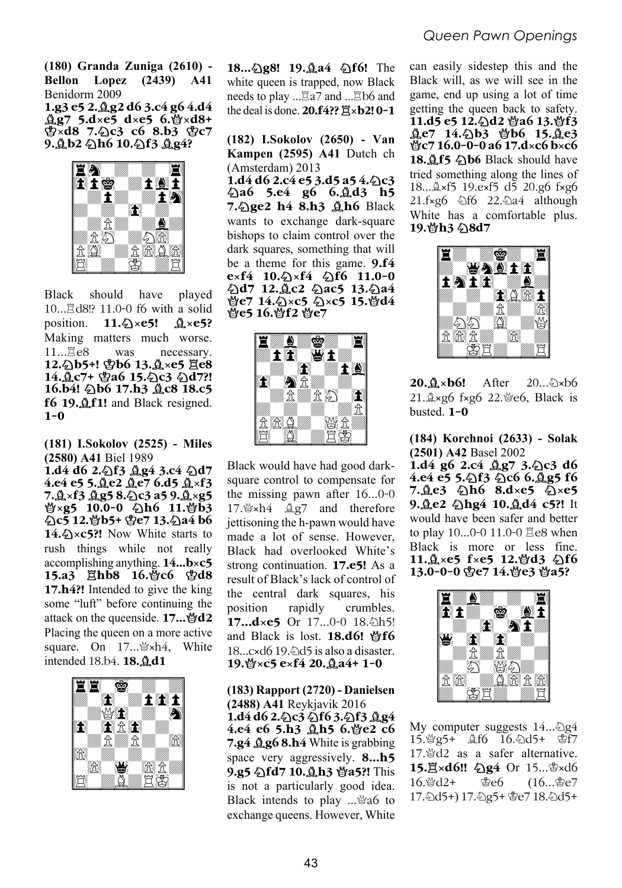**(180) Granda Zuniga (2610) - Bellon Lopez (2439) A41** Benidorm 2009

**1.g3 e5 2.♗g2 d6 3.c4 g6 4.d4 ♗g7 5.d×e5 d×e5 6.♕×d8+ ♔×d8 7.♘c3 c6 8.b3 ♔c7 9.♗b2 ♘h6 10.♘f3 ♗g4?**

Black should have played 10...♖d8!? 11.0-0 f6 with a solid position. **11.♘×e5! ♗×e5?** Making matters much worse. 11...♖e8 was necessary. **12.♘b5+! ♔b6 13.♗×e5 ♖e8 14.♗c7+ ♔a6 15.♘c3 ♘d7?! 16.b4! ♘b6 17.h3 ♗c8 18.c5 f6 19.♗f1!** and Black resigned. **1-0**

**(181) I.Sokolov (2525) - Miles (2580) A41** Biel 1989

**1.d4 d6 2.♘f3 ♗g4 3.c4 ♘d7 4.e4 e5 5.♗e2 ♗e7 6.d5 ♗×f3 7.♗×f3 ♗g5 8.♘c3 a5 9.♗×g5 ♕×g5 10.0-0 ♘h6 11.♕b3 ♘c5 12.♕b5+ ♔e7 13.♘a4 b6 14.♘×c5?!** Now White starts to rush things while not really accomplishing anything. **14...b×c5 15.a3 ♖hb8 16.♕c6 ♔d8 17.h4?!** Intended to give the king some "luft" before continuing the attack on the queenside. **17...♕d2** Placing the queen on a more active square. On 17...♕×h4, White intended 18.b4. **18.♗d1**

**18...♘g8! 19.♗a4 ♘f6!** The white queen is trapped, now Black needs to play ...♖a7 and ...♖b6 and the deal is done. **20.f4?? ♖×b2! 0-1**

**(182) I.Sokolov (2650) - Van Kampen (2595) A41** Dutch ch (Amsterdam) 2013

**1.d4 d6 2.c4 e5 3.d5 a5 4.♘c3 ♘a6 5.e4 g6 6.♗d3 h5 7.♘ge2 h4 8.h3 ♗h6** Black wants to exchange dark-square bishops to claim control over the dark squares, something that will be a theme for this game. **9.f4 e×f4 10.♘×f4 ♘f6 11.0-0 ♘d7 12.♗c2 ♘ac5 13.♘a4 ♕e7 14.♘×c5 ♘×c5 15.♕d4 ♕e5 16.♕f2 ♕e7**

Black would have had good dark-square control to compensate for the missing pawn after 16...0-0 17.♕×h4 ♗g7 and therefore jettisoning the h-pawn would have made a lot of sense. However, Black had overlooked White's strong continuation. **17.e5!** As a result of Black's lack of control of the central dark squares, his position rapidly crumbles. **17...d×e5** Or 17...0-0 18.♘h5! and Black is lost. **18.d6! ♕f6** 18...c×d6 19.♘d5 is also a disaster. **19.♕×c5 e×f4 20.♗a4+ 1-0**

**(183) Rapport (2720) - Danielsen (2488) A41** Reykjavik 2016

**1.d4 d6 2.♘c3 ♘f6 3.♘f3 ♗g4 4.e4 e6 5.h3 ♗h5 6.♕e2 c6 7.g4 ♗g6 8.h4** White is grabbing space very aggressively. **8...h5 9.g5 ♘fd7 10.♗h3 ♕a5?!** This is not a particularly good idea. Black intends to play ...♕a6 to exchange queens. However, White can easily sidestep this and the Black will, as we will see in the game, end up using a lot of time getting the queen back to safety. **11.d5 e5 12.♘d2 ♕a6 13.♕f3 ♗e7 14.♘b3 ♕b6 15.♗e3 ♕c7 16.0-0-0 a6 17.d×c6 b×c6 18.♗f5 ♘b6** Black should have tried something along the lines of 18...♗×f5 19.e×f5 d5 20.g6 f×g6 21.f×g6 ♘f6 22.♘a4 although White has a comfortable plus. **19.♕h3 ♘8d7**

**20.♗×b6!** After 20...♘×b6 21.♗×g6 f×g6 22.♕e6, Black is busted. **1-0**

**(184) Korchnoi (2633) - Solak (2501) A42** Basel 2002

**1.d4 g6 2.c4 ♗g7 3.♘c3 d6 4.e4 e5 5.♘f3 ♘c6 6.♗g5 f6 7.♗e3 ♘h6 8.d×e5 ♘×e5 9.♗e2 ♘hg4 10.♗d4 c5?!** It would have been safer and better to play 10...0-0 11.0-0 ♖e8 when Black is more or less fine. **11.♗×e5 f×e5 12.♕d3 ♘f6 13.0-0-0 ♔e7 14.♕e3 ♕a5?**

My computer suggests 14...♘g4 15.♕g5+ ♗f6 16.♘d5+ ♔f7 17.♕d2 as a safer alternative. **15.♖×d6!! ♘g4** Or 15...♔×d6 16.♕d2+ ♔e6 (16...♔e7 17.♘d5+) 17.♘g5+ ♔e7 18.♘d5+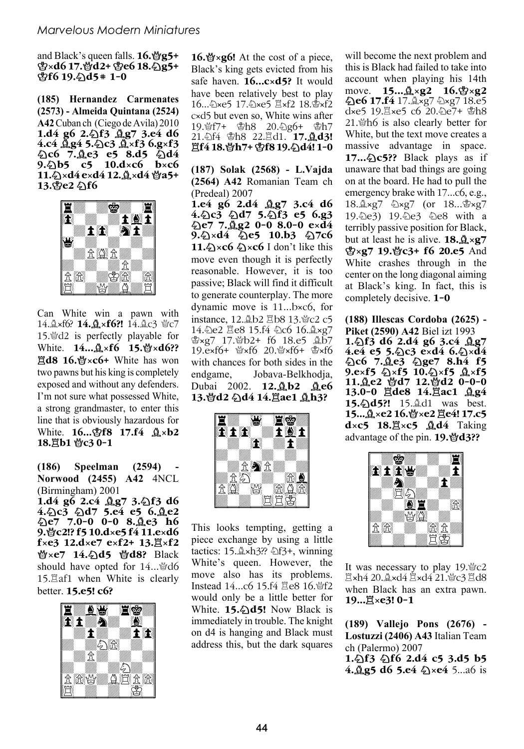and Black's queen falls. **16.♕g5+ ♔×d6 17.♕d2+ ♔e6 18.♘g5+ ♔f6 19.♘d5# 1-0**

**(185) Hernandez Carmenates (2573) - Almeida Quintana (2524) A42** Cuban ch (Ciego de Avila) 2010

**1.d4 g6 2.♘f3 ♗g7 3.e4 d6 4.c4 ♗g4 5.♘c3 ♗×f3 6.g×f3 ♘c6 7.♗e3 e5 8.d5 ♘d4 9.♘b5 c5 10.d×c6 b×c6 11.♘×d4 e×d4 12.♗×d4 ♕a5+ 13.♔e2 ♘f6**

Can White win a pawn with 14.♗×f6? **14.♗×f6?!** 14.♗c3 ♕c7 15.♕d2 is perfectly playable for White. **14...♗×f6 15.♕×d6?? ♖d8 16.♕×c6+** White has won two pawns but his king is completely exposed and without any defenders. I'm not sure what possessed White, a strong grandmaster, to enter this line that is obviously hazardous for White. **16...♔f8 17.f4 ♗×b2 18.♖b1 ♕c3 0-1**

**(186) Speelman (2594) - Norwood (2455) A42** 4NCL (Birmingham) 2001

**1.d4 g6 2.c4 ♗g7 3.♘f3 d6 4.♘c3 ♘d7 5.e4 e5 6.♗e2 ♘e7 7.0-0 0-0 8.♗e3 h6 9.♕c2!? f5 10.d×e5 f4 11.e×d6 f×e3 12.d×e7 e×f2+ 13.♖×f2 ♕×e7 14.♘d5 ♕d8?** Black should have opted for 14...♕d6 15.♖af1 when White is clearly better. **15.e5! c6?**

**16.♕×g6!** At the cost of a piece, Black's king gets evicted from his safe haven. **16...c×d5?** It would have been relatively best to play 16...♘×e5 17.♘×e5 ♖×f2 18.♔×f2 c×d5 but even so, White wins after 19.♕f7+ ♔h8 20.♘g6+ ♔h7 21.♘f4 ♔h8 22.♖d1. **17.♗d3! ♖f4 18.♕h7+ ♔f8 19.♘d4! 1-0**

**(187) Solak (2568) - L.Vajda (2564) A42** Romanian Team ch (Predeal) 2007

**1.e4 g6 2.d4 ♗g7 3.c4 d6 4.♘c3 ♘d7 5.♘f3 e5 6.g3 ♘e7 7.♗g2 0-0 8.0-0 e×d4 9.♘×d4 ♘e5 10.b3 ♘7c6 11.♘×c6 ♘×c6** I don't like this move even though it is perfectly reasonable. However, it is too passive; Black will find it difficult to generate counterplay. The more dynamic move is 11...b×c6, for instance, 12.♗b2 ♖b8 13.♕c2 c5 14.♘e2 ♖e8 15.f4 ♘c6 16.♗×g7 ♔×g7 17.♕b2+ f6 18.e5 ♗b7 19.e×f6+ ♕×f6 20.♕×f6+ ♔×f6 with chances for both sides in the endgame, Jobava-Belkhodja, Dubai 2002. **12.♗b2 ♗e6 13.♕d2 ♘d4 14.♖ae1 ♗h3?**

This looks tempting, getting a piece exchange by using a little tactics: 15.♗×h3?? ♘f3+, winning White's queen. However, the move also has its problems. Instead 14...c6 15.f4 ♖e8 16.♕f2 would only be a little better for White. **15.♘d5!** Now Black is immediately in trouble. The knight on d4 is hanging and Black must address this, but the dark squares will become the next problem and this is Black had failed to take into account when playing his 14th move. **15...♗×g2 16.♔×g2 ♘e6 17.f4** 17.♗×g7 ♘×g7 18.e5 d×e5 19.♖×e5 c6 20.♘e7+ ♔h8 21.♕h6 is also clearly better for White, but the text move creates a massive advantage in space. **17...♘c5??** Black plays as if unaware that bad things are going on at the board. He had to pull the emergency brake with 17...c6, e.g., 18.♗×g7 ♘×g7 (or 18...♔×g7 19.♘e3) 19.♘e3 ♘e8 with a terribly passive position for Black, but at least he is alive. **18.♗×g7 ♔×g7 19.♕c3+ f6 20.e5** And White crashes through in the center on the long diagonal aiming at Black's king. In fact, this is completely decisive. **1-0**

**(188) Illescas Cordoba (2625) - Piket (2590) A42** Biel izt 1993

**1.♘f3 d6 2.d4 g6 3.c4 ♗g7 4.e4 e5 5.♘c3 e×d4 6.♘×d4 ♘c6 7.♗e3 ♘ge7 8.h4 f5 9.e×f5 ♘×f5 10.♘×f5 ♗×f5 11.♗e2 ♕d7 12.♕d2 0-0-0 13.0-0 ♖de8 14.♖ac1 ♗g4 15.♘d5?!** 15.♗d1 was best. **15...♗×e2 16.♕×e2 ♖e4! 17.c5 d×c5 18.♖×c5 ♗d4** Taking advantage of the pin. **19.♕d3??**

It was necessary to play 19.♕c2 ♖×h4 20.♗×d4 ♖×d4 21.♕c3 ♖d8 when Black has an extra pawn. **19...♖×e3! 0-1**

**(189) Vallejo Pons (2676) - Lostuzzi (2406) A43** Italian Team ch (Palermo) 2007

**1.♘f3 ♘f6 2.d4 c5 3.d5 b5 4.♗g5 d6 5.e4 ♘×e4** 5...a6 is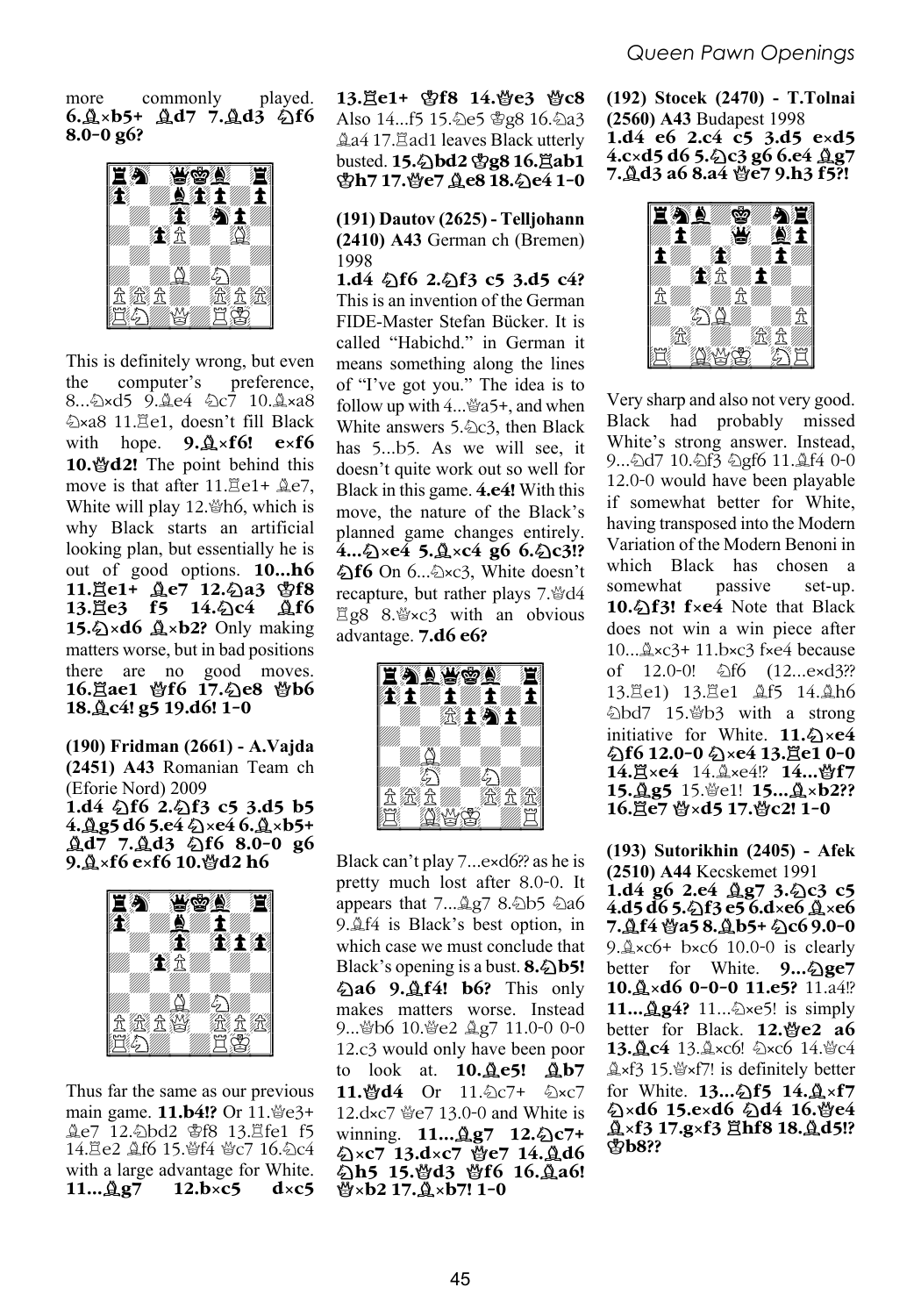more commonly played. **6.♗×b5+ ♗d7 7.♗d3 ♘f6 8.0-0 g6?**

This is definitely wrong, but even the computer's preference, 8...♘×d5 9.♗e4 ♘c7 10.♗×a8 ♘×a8 11.♖e1, doesn't fill Black with hope. **9.♗×f6! e×f6 10.♕d2!** The point behind this move is that after 11.♖e1+ ♗e7, White will play 12.♕h6, which is why Black starts an artificial looking plan, but essentially he is out of good options. **10...h6 11.♖e1+ ♗e7 12.♘a3 ♔f8 13.♖e3 f5 14.♘c4 ♗f6 15.♘×d6 ♗×b2?** Only making matters worse, but in bad positions there are no good moves. **16.♖ae1 ♕f6 17.♘e8 ♕b6 18.♗c4! g5 19.d6! 1-0**

**(190) Fridman (2661) - A.Vajda (2451) A43** Romanian Team ch (Eforie Nord) 2009

**1.d4 ♘f6 2.♘f3 c5 3.d5 b5 4.♗g5 d6 5.e4 ♘×e4 6.♗×b5+ ♗d7 7.♗d3 ♘f6 8.0-0 g6 9.♗×f6 e×f6 10.♕d2 h6**

Thus far the same as our previous main game. **11.b4!?** Or 11.♕e3+ ♗e7 12.♘bd2 ♔f8 13.♖fe1 f5 14.♖e2 ♗f6 15.♕f4 ♕c7 16.♘c4 with a large advantage for White. **11...♗g7 12.b×c5 d×c5 13.♖e1+ ♔f8 14.♕e3 ♕c8** Also 14...f5 15.♘e5 ♔g8 16.♘a3 ♗a4 17.♖ad1 leaves Black utterly busted. **15.♘bd2 ♔g8 16.♖ab1 ♔h7 17.♕e7 ♗e8 18.♘e4 1-0**

**(191) Dautov (2625) - Telljohann (2410) A43** German ch (Bremen) 1998

**1.d4 ♘f6 2.♘f3 c5 3.d5 c4?** This is an invention of the German FIDE-Master Stefan Bücker. It is called "Habichd." in German it means something along the lines of "I've got you." The idea is to follow up with 4...♕a5+, and when White answers 5.♘c3, then Black has 5...b5. As we will see, it doesn't quite work out so well for Black in this game. **4.e4!** With this move, the nature of the Black's planned game changes entirely. **4...♘×e4 5.♗×c4 g6 6.♘c3!? ♘f6** On 6...♘×c3, White doesn't recapture, but rather plays 7.♕d4 ♖g8 8.♕×c3 with an obvious advantage. **7.d6 e6?**

Black can't play 7...e×d6?? as he is pretty much lost after 8.0-0. It appears that 7...♗g7 8.♘b5 ♘a6 9.♗f4 is Black's best option, in which case we must conclude that Black's opening is a bust. **8.♘b5! ♘a6 9.♗f4! b6?** This only makes matters worse. Instead 9...♕b6 10.♕e2 ♗g7 11.0-0 0-0 12.c3 would only have been poor to look at. **10.♗e5! ♗b7 11.♕d4** Or 11.♘c7+ ♘×c7 12.d×c7 ♕e7 13.0-0 and White is winning. **11...♗g7 12.♘c7+ ♘×c7 13.d×c7 ♕e7 14.♗d6 ♘h5 15.♕d3 ♕f6 16.♗a6! ♕×b2 17.♗×b7! 1-0**

**(192) Stocek (2470) - T.Tolnai (2560) A43** Budapest 1998

**1.d4 e6 2.c4 c5 3.d5 e×d5 4.c×d5 d6 5.♘c3 g6 6.e4 ♗g7 7.♗d3 a6 8.a4 ♕e7 9.h3 f5?!**

Very sharp and also not very good. Black had probably missed White's strong answer. Instead, 9...♘d7 10.♘f3 ♘gf6 11.♗f4 0-0 12.0-0 would have been playable if somewhat better for White, having transposed into the Modern Variation of the Modern Benoni in which Black has chosen a somewhat passive set-up. **10.♘f3! f×e4** Note that Black does not win a win piece after 10...♗×c3+ 11.b×c3 f×e4 because of 12.0-0! ♘f6 (12...e×d3?? 13.♖e1) 13.♖e1 ♗f5 14.♗h6 ♘bd7 15.♕b3 with a strong initiative for White. **11.♘×e4 ♘f6 12.0-0 ♘×e4 13.♖e1 0-0 14.♖×e4** 14.♗×e4!? **14...♕f7 15.♗g5** 15.♕e1! **15...♗×b2?? 16.♖e7 ♕×d5 17.♕c2! 1-0**

**(193) Sutorikhin (2405) - Afek (2510) A44** Kecskemet 1991

**1.d4 g6 2.e4 ♗g7 3.♘c3 c5 4.d5 d6 5.♘f3 e5 6.d×e6 ♗×e6 7.♗f4 ♕a5 8.♗b5+ ♘c6 9.0-0** 9.♗×c6+ b×c6 10.0-0 is clearly better for White. **9...♘ge7 10.♗×d6 0-0-0 11.e5?** 11.a4!? **11...♗g4?** 11...♘×e5! is simply better for Black. **12.♕e2 a6 13.♗c4** 13.♗×c6! ♘×c6 14.♕c4 ♗×f3 15.♕×f7! is definitely better for White. **13...♘f5 14.♗×f7 ♘×d6 15.e×d6 ♘d4 16.♕e4 ♗×f3 17.g×f3 ♖hf8 18.♗d5!? ♔b8??**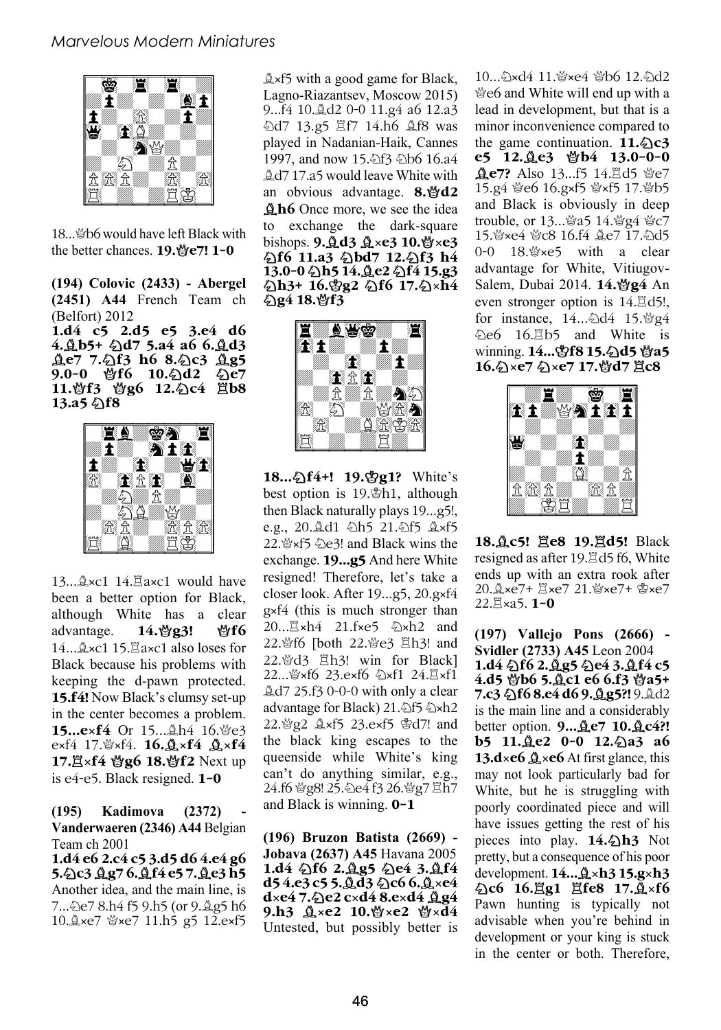18...♕b6 would have left Black with the better chances. **19.♕e7! 1-0**

**(194) Colovic (2433) - Abergel (2451) A44** French Team ch (Belfort) 2012

**1.d4 c5 2.d5 e5 3.e4 d6 4.♗b5+ ♘d7 5.a4 a6 6.♗d3 ♗e7 7.♘f3 h6 8.♘c3 ♗g5 9.0-0 ♕f6 10.♘d2 ♘e7 11.♕f3 ♕g6 12.♘c4 ♖b8 13.a5 ♘f8**

13...♗×c1 14.♖a×c1 would have been a better option for Black, although White has a clear advantage. **14.♕g3! ♕f6** 14...♗×c1 15.♖a×c1 also loses for Black because his problems with keeping the d-pawn protected. **15.f4!** Now Black's clumsy set-up in the center becomes a problem. **15...e×f4** Or 15...♗h4 16.♕e3 e×f4 17.♕×f4. **16.♗×f4 ♗×f4 17.♖×f4 ♕g6 18.♕f2** Next up is e4-e5. Black resigned. **1-0**

**(195) Kadimova (2372) - Vanderwaeren (2346) A44** Belgian Team ch 2001

**1.d4 e6 2.c4 c5 3.d5 d6 4.e4 g6 5.♘c3 ♗g7 6.♗f4 e5 7.♗e3 h5** Another idea, and the main line, is 7...♘e7 8.h4 f5 9.h5 (or 9.♗g5 h6 10.♗×e7 ♕×e7 11.h5 g5 12.e×f5 ♗×f5 with a good game for Black, Lagno-Riazantsev, Moscow 2015) 9...f4 10.♗d2 0-0 11.g4 a6 12.a3 ♘d7 13.g5 ♖f7 14.h6 ♗f8 was played in Nadanian-Haik, Cannes 1997, and now 15.♘f3 ♘b6 16.a4 ♗d7 17.a5 would leave White with an obvious advantage. **8.♕d2 ♗h6** Once more, we see the idea to exchange the dark-square bishops. **9.♗d3 ♗×e3 10.♕×e3 ♘f6 11.a3 ♘bd7 12.♘f3 h4 13.0-0 ♘h5 14.♗e2 ♘f4 15.g3 ♘h3+ 16.♔g2 ♘f6 17.♘×h4 ♘g4 18.♕f3**

**18...♘f4+! 19.♔g1?** White's best option is 19.♔h1, although then Black naturally plays 19...g5!, e.g., 20.♗d1 ♘h5 21.♘f5 ♗×f5 22.♕×f5 ♘e3! and Black wins the exchange. **19...g5** And here White resigned! Therefore, let's take a closer look. After 19...g5, 20.g×f4 g×f4 (this is much stronger than 20...♖×h4 21.f×e5 ♘×h2 and 22.♕f6 [both 22.♕e3 ♖h3! and 22.♕d3 ♖h3! win for Black] 22...♕×f6 23.e×f6 ♘×f1 24.♖×f1 ♗d7 25.f3 0-0-0 with only a clear advantage for Black) 21.♘f5 ♘×h2 22.♕g2 ♗×f5 23.e×f5 ♔d7! and the black king escapes to the queenside while White's king can't do anything similar, e.g., 24.f6 ♕g8! 25.♘e4 f3 26.♕g7 ♖h7 and Black is winning. **0-1**

**(196) Bruzon Batista (2669) - Jobava (2637) A45** Havana 2005

**1.d4 ♘f6 2.♗g5 ♘e4 3.♗f4 d5 4.e3 c5 5.♗d3 ♘c6 6.♗×e4 d×e4 7.♘e2 c×d4 8.e×d4 ♗g4 9.h3 ♗×e2 10.♕×e2 ♕×d4** Untested, but possibly better is 10...♘×d4 11.♕×e4 ♕b6 12.♘d2 ♕e6 and White will end up with a lead in development, but that is a minor inconvenience compared to the game continuation. **11.♘c3 e5 12.♗e3 ♕b4 13.0-0-0 ♗e7?** Also 13...f5 14.♖d5 ♕e7 15.g4 ♕e6 16.g×f5 ♕×f5 17.♕b5 and Black is obviously in deep trouble, or 13...♕a5 14.♕g4 ♕c7 15.♕×e4 ♕c8 16.f4 ♗e7 17.♘d5 0-0 18.♕×e5 with a clear advantage for White, Vitiugov-Salem, Dubai 2014. **14.♕g4** An even stronger option is 14.♖d5!, for instance, 14...♘d4 15.♕g4 ♘e6 16.♖b5 and White is winning. **14...♔f8 15.♘d5 ♕a5 16.♘×e7 ♘×e7 17.♕d7 ♖c8**

**18.♗c5! ♖e8 19.♖d5!** Black resigned as after 19.♖d5 f6, White ends up with an extra rook after 20.♗×e7+ ♖×e7 21.♕×e7+ ♔×e7 22.♖×a5. **1-0**

**(197) Vallejo Pons (2666) - Svidler (2733) A45** Leon 2004

**1.d4 ♘f6 2.♗g5 ♘e4 3.♗f4 c5 4.d5 ♕b6 5.♗c1 e6 6.f3 ♕a5+ 7.c3 ♘f6 8.e4 d6 9.♗g5?!** 9.♗d2 is the main line and a considerably better option. **9...♗e7 10.♗c4?! b5 11.♗e2 0-0 12.♘a3 a6 13.d×e6 ♗×e6** At first glance, this may not look particularly bad for White, but he is struggling with poorly coordinated piece and will have issues getting the rest of his pieces into play. **14.♘h3** Not pretty, but a consequence of his poor development. **14...♗×h3 15.g×h3 ♘c6 16.♖g1 ♖fe8 17.♗×f6** Pawn hunting is typically not advisable when you're behind in development or your king is stuck in the center or both. Therefore,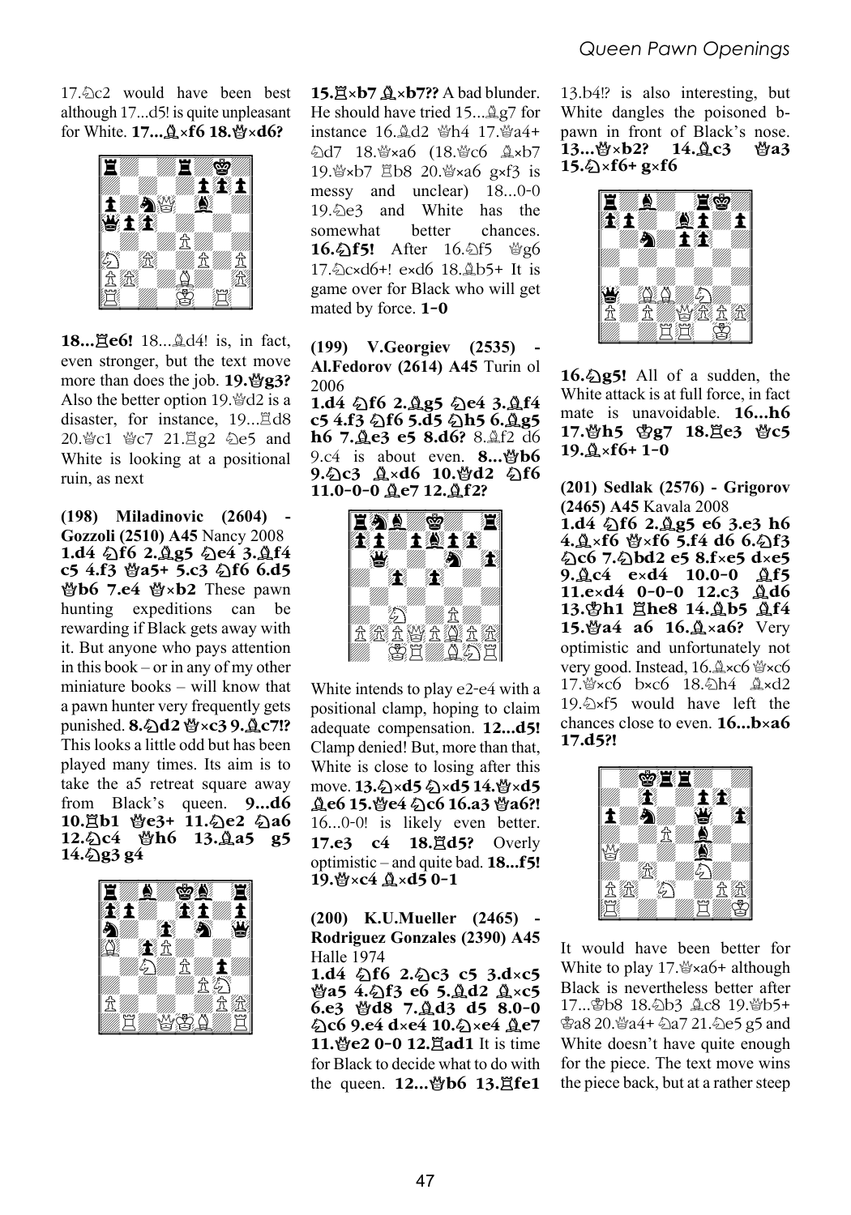17.♘c2 would have been best although 17...d5! is quite unpleasant for White. **17...♗×f6 18.♕×d6?**

**18...♖e6!** 18...♗d4! is, in fact, even stronger, but the text move more than does the job. **19.♕g3?** Also the better option 19.♕d2 is a disaster, for instance, 19...♖d8 20.♕c1 ♕c7 21.♖g2 ♘e5 and White is looking at a positional ruin, as next

**15.♖×b7 ♗×b7??** A bad blunder. He should have tried 15...♗g7 for instance 16.♗d2 ♕h4 17.♕a4+ ♘d7 18.♕×a6 (18.♕c6 ♗×b7 19.♕×b7 ♖b8 20.♕×a6 g×f3 is messy and unclear) 18...0-0 19.♘e3 and White has the somewhat better chances. **16.♘f5!** After 16.♘f5 ♕g6 17.♘c×d6+! e×d6 18.♗b5+ It is game over for Black who will get mated by force. **1-0**

**(198) Miladinovic (2604) - Gozzoli (2510) A45** Nancy 2008

**1.d4 ♘f6 2.♗g5 ♘e4 3.♗f4 c5 4.f3 ♕a5+ 5.c3 ♘f6 6.d5 ♕b6 7.e4 ♕×b2** These pawn hunting expeditions can be rewarding if Black gets away with it. But anyone who pays attention in this book – or in any of my other miniature books – will know that a pawn hunter very frequently gets punished. **8.♘d2 ♕×c3 9.♗c7!?** This looks a little odd but has been played many times. Its aim is to take the a5 retreat square away from Black's queen. **9...d6 10.♖b1 ♕e3+ 11.♘e2 ♘a6 12.♘c4 ♕h6 13.♗a5 g5 14.♘g3 g4**

**(199) V.Georgiev (2535) - Al.Fedorov (2614) A45** Turin ol 2006

**1.d4 ♘f6 2.♗g5 ♘e4 3.♗f4 c5 4.f3 ♘f6 5.d5 ♘h5 6.♗g5 h6 7.♗e3 e5 8.d6?** 8.♗f2 d6 9.c4 is about even. **8...♕b6 9.♘c3 ♗×d6 10.♕d2 ♘f6 11.0-0-0 ♗e7 12.♗f2?**

White intends to play e2-e4 with a positional clamp, hoping to claim adequate compensation. **12...d5!** Clamp denied! But, more than that, White is close to losing after this move. **13.♘×d5 ♘×d5 14.♕×d5 ♗e6 15.♕e4 ♘c6 16.a3 ♕a6?!** 16...0-0! is likely even better. **17.e3 c4 18.♖d5?** Overly optimistic – and quite bad. **18...f5! 19.♕×c4 ♗×d5 0-1**

**(200) K.U.Mueller (2465) - Rodriguez Gonzales (2390) A45** Halle 1974

**1.d4 ♘f6 2.♘c3 c5 3.d×c5 ♕a5 4.♘f3 e6 5.♗d2 ♗×c5 6.e3 ♕d8 7.♗d3 d5 8.0-0 ♘c6 9.e4 d×e4 10.♘×e4 ♗e7 11.♕e2 0-0 12.♖ad1** It is time for Black to decide what to do with the queen. **12...♕b6 13.♖fe1**

13.b4!? is also interesting, but White dangles the poisoned b-pawn in front of Black's nose. **13...♕×b2? 14.♗c3 ♕a3 15.♘×f6+ g×f6**

**16.♘g5!** All of a sudden, the White attack is at full force, in fact mate is unavoidable. **16...h6 17.♕h5 ♔g7 18.♖e3 ♕c5 19.♗×f6+ 1-0**

**(201) Sedlak (2576) - Grigorov (2465) A45** Kavala 2008

**1.d4 ♘f6 2.♗g5 e6 3.e3 h6 4.♗×f6 ♕×f6 5.f4 d6 6.♘f3 ♘c6 7.♘bd2 e5 8.f×e5 d×e5 9.♗c4 e×d4 10.0-0 ♗f5 11.e×d4 0-0-0 12.c3 ♗d6 13.♔h1 ♖he8 14.♗b5 ♗f4 15.♕a4 a6 16.♗×a6?** Very optimistic and unfortunately not very good. Instead, 16.♗×c6 ♕×c6 17.♕×c6 b×c6 18.♘h4 ♗×d2 19.♘×f5 would have left the chances close to even. **16...b×a6 17.d5?!**

It would have been better for White to play 17.♕×a6+ although Black is nevertheless better after 17...♔b8 18.♘b3 ♗c8 19.♕b5+ ♔a8 20.♕a4+ ♘a7 21.♘e5 g5 and White doesn't have quite enough for the piece. The text move wins the piece back, but at a rather steep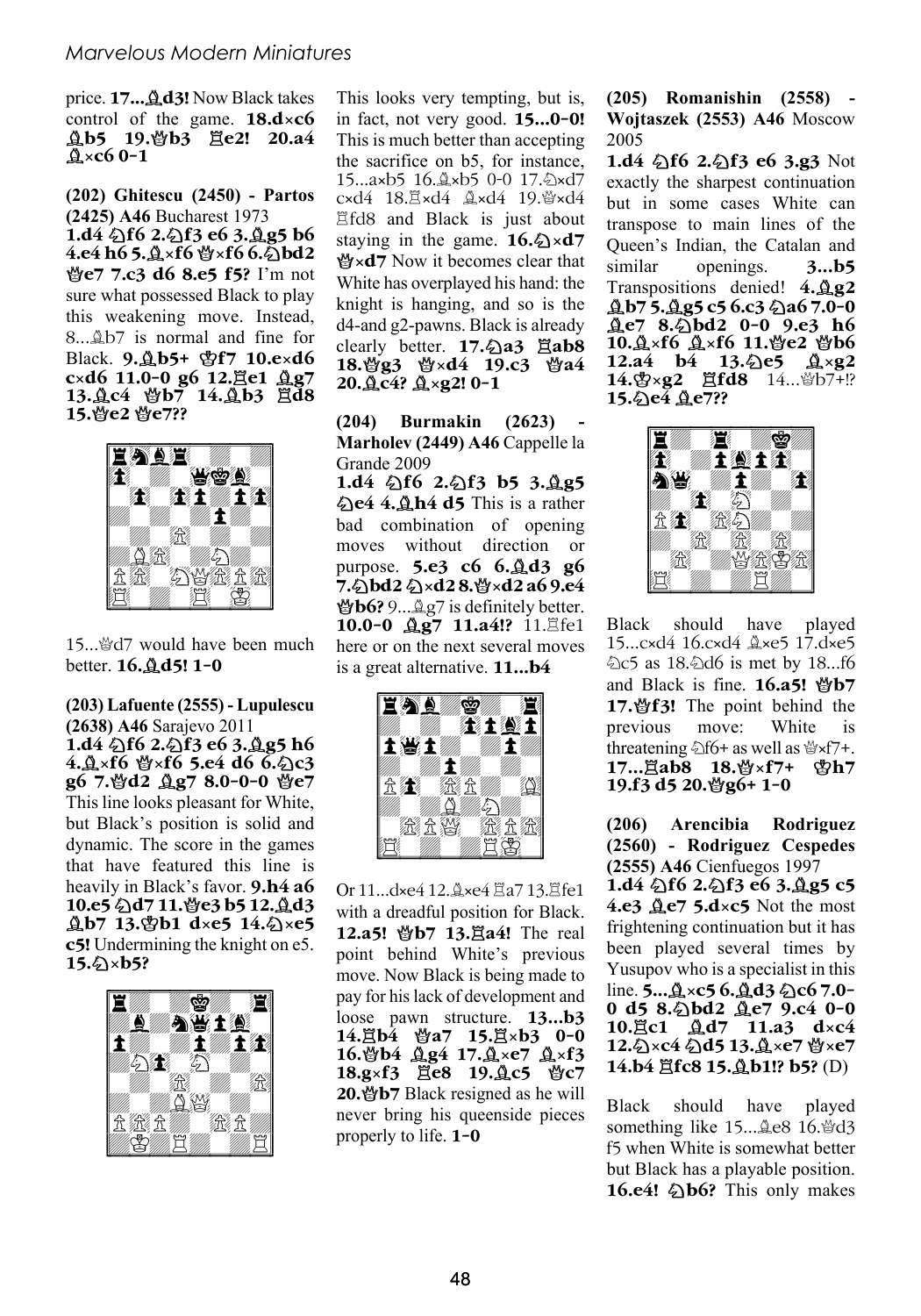price. **17...♗d3!** Now Black takes control of the game. **18.d×c6 ♗b5 19.♕b3 ♖e2! 20.a4 ♗×c6 0-1**

**(202) Ghitescu (2450) - Partos (2425) A46** Bucharest 1973

**1.d4 ♘f6 2.♘f3 e6 3.♗g5 b6 4.e4 h6 5.♗×f6 ♕×f6 6.♘bd2 ♕e7 7.c3 d6 8.e5 f5?** I'm not sure what possessed Black to play this weakening move. Instead, 8...♗b7 is normal and fine for Black. **9.♗b5+ ♔f7 10.e×d6 c×d6 11.0-0 g6 12.♖e1 ♗g7 13.♗c4 ♕b7 14.♗b3 ♖d8 15.♕e2 ♕e7??**

15...♕d7 would have been much better. **16.♗d5! 1-0**

**(203) Lafuente (2555) - Lupulescu (2638) A46** Sarajevo 2011

**1.d4 ♘f6 2.♘f3 e6 3.♗g5 h6 4.♗×f6 ♕×f6 5.e4 d6 6.♘c3 g6 7.♕d2 ♗g7 8.0-0-0 ♕e7** This line looks pleasant for White, but Black's position is solid and dynamic. The score in the games that have featured this line is heavily in Black's favor. **9.h4 a6 10.e5 ♘d7 11.♕e3 b5 12.♗d3 ♗b7 13.♔b1 d×e5 14.♘×e5 c5!** Undermining the knight on e5. **15.♘×b5?**

This looks very tempting, but is, in fact, not very good. **15...0-0!** This is much better than accepting the sacrifice on b5, for instance, 15...a×b5 16.♗×b5 0-0 17.♘×d7 c×d4 18.♖×d4 ♗×d4 19.♕×d4 ♖fd8 and Black is just about staying in the game. **16.♘×d7 ♕×d7** Now it becomes clear that White has overplayed his hand: the knight is hanging, and so is the d4-and g2-pawns. Black is already clearly better. **17.♘a3 ♖ab8 18.♕g3 ♕×d4 19.c3 ♕a4 20.♗c4? ♗×g2! 0-1**

**(204) Burmakin (2623) - Marholev (2449) A46** Cappelle la Grande 2009

**1.d4 ♘f6 2.♘f3 b5 3.♗g5 ♘e4 4.♗h4 d5** This is a rather bad combination of opening moves without direction or purpose. **5.e3 c6 6.♗d3 g6 7.♘bd2 ♘×d2 8.♕×d2 a6 9.e4 ♕b6?** 9...♗g7 is definitely better. **10.0-0 ♗g7 11.a4!?** 11.♖fe1 here or on the next several moves is a great alternative. **11...b4**

Or 11...d×e4 12.♗×e4 ♖a7 13.♖fe1 with a dreadful position for Black. **12.a5! ♕b7 13.♖a4!** The real point behind White's previous move. Now Black is being made to pay for his lack of development and loose pawn structure. **13...b3 14.♖b4 ♕a7 15.♖×b3 0-0 16.♕b4 ♗g4 17.♗×e7 ♗×f3 18.g×f3 ♖e8 19.♗c5 ♕c7 20.♕b7** Black resigned as he will never bring his queenside pieces properly to life. **1-0**

**(205) Romanishin (2558) - Wojtaszek (2553) A46** Moscow 2005

**1.d4 ♘f6 2.♘f3 e6 3.g3** Not exactly the sharpest continuation but in some cases White can transpose to main lines of the Queen's Indian, the Catalan and similar openings. **3...b5** Transpositions denied! **4.♗g2 ♗b7 5.♗g5 c5 6.c3 ♘a6 7.0-0 ♗e7 8.♘bd2 0-0 9.e3 h6 10.♗×f6 ♗×f6 11.♕e2 ♕b6 12.a4 b4 13.♘e5 ♗×g2 14.♔×g2 ♖fd8** 14...♕b7+!? **15.♘e4 ♗e7??**

Black should have played 15...c×d4 16.c×d4 ♗×e5 17.d×e5 ♘c5 as 18.♘d6 is met by 18...f6 and Black is fine. **16.a5! ♕b7 17.♕f3!** The point behind the previous move: White is threatening ♘f6+ as well as ♕×f7+. **17...♖ab8 18.♕×f7+ ♔h7 19.f3 d5 20.♕g6+ 1-0**

**(206) Arencibia Rodriguez (2560) - Rodriguez Cespedes (2555) A46** Cienfuegos 1997

**1.d4 ♘f6 2.♘f3 e6 3.♗g5 c5 4.e3 ♗e7 5.d×c5** Not the most frightening continuation but it has been played several times by Yusupov who is a specialist in this line. **5...♗×c5 6.♗d3 ♘c6 7.0-0 d5 8.♘bd2 ♗e7 9.c4 0-0 10.♖c1 ♗d7 11.a3 d×c4 12.♘×c4 ♘d5 13.♗×e7 ♕×e7 14.b4 ♖fc8 15.♗b1!? b5?** (D)

Black should have played something like 15...♗e8 16.♕d3 f5 when White is somewhat better but Black has a playable position. **16.e4! ♘b6?** This only makes